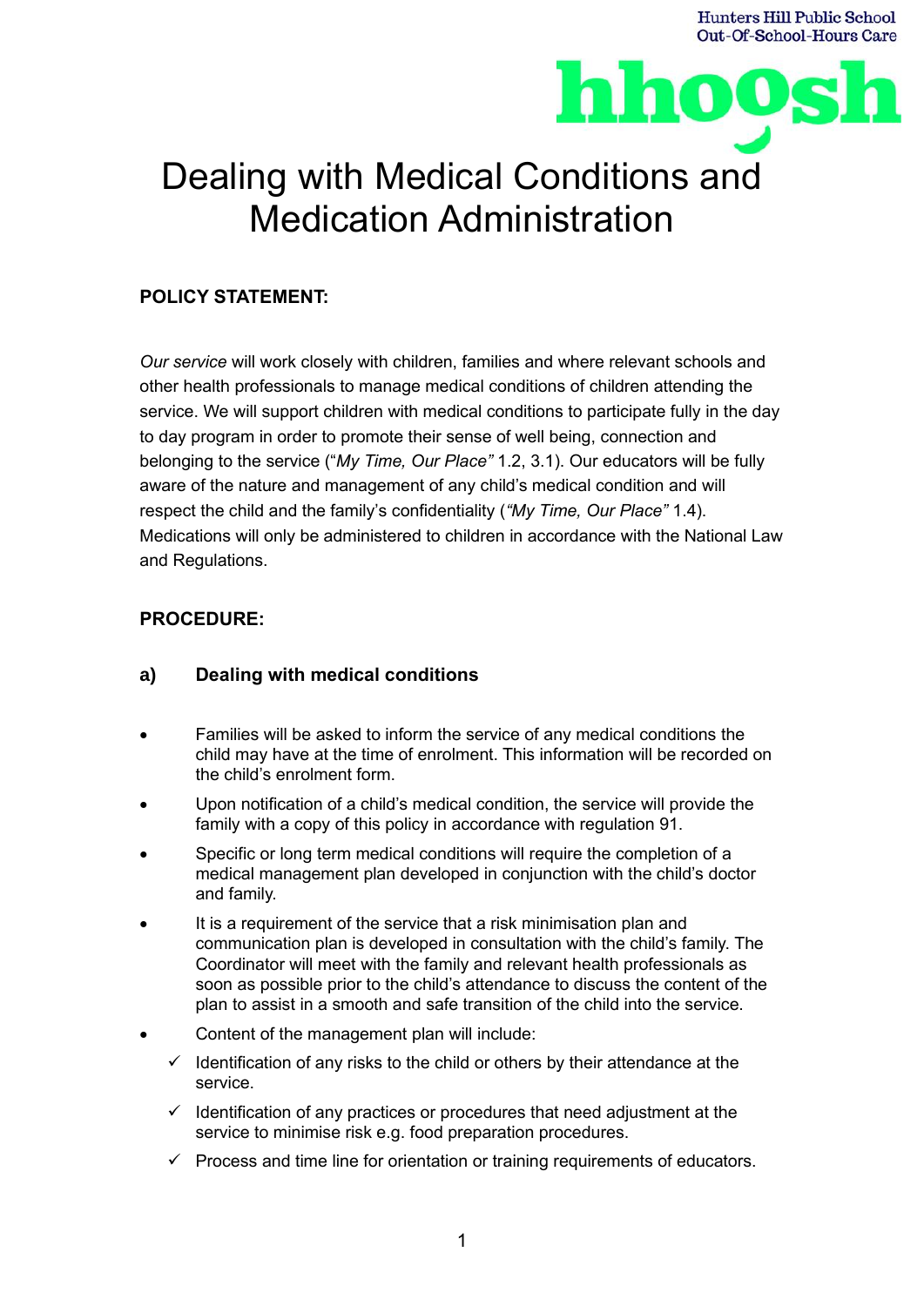Hunters Hill Public School
Out-Of-School-Hours Care

hhoosh

# Dealing with Medical Conditions and Medication Administration

**POLICY STATEMENT:**

*Our service* will work closely with children, families and where relevant schools and other health professionals to manage medical conditions of children attending the service. We will support children with medical conditions to participate fully in the day to day program in order to promote their sense of well being, connection and belonging to the service ("*My Time, Our Place"* 1.2, 3.1). Our educators will be fully aware of the nature and management of any child's medical condition and will respect the child and the family's confidentiality (*"My Time, Our Place"* 1.4). Medications will only be administered to children in accordance with the National Law and Regulations.

**PROCEDURE:**

## a) Dealing with medical conditions

- Families will be asked to inform the service of any medical conditions the child may have at the time of enrolment. This information will be recorded on the child's enrolment form.
- Upon notification of a child's medical condition, the service will provide the family with a copy of this policy in accordance with regulation 91.
- Specific or long term medical conditions will require the completion of a medical management plan developed in conjunction with the child's doctor and family.
- It is a requirement of the service that a risk minimisation plan and communication plan is developed in consultation with the child's family. The Coordinator will meet with the family and relevant health professionals as soon as possible prior to the child's attendance to discuss the content of the plan to assist in a smooth and safe transition of the child into the service.
- Content of the management plan will include:
  - ✓ Identification of any risks to the child or others by their attendance at the service.
  - ✓ Identification of any practices or procedures that need adjustment at the service to minimise risk e.g. food preparation procedures.
  - ✓ Process and time line for orientation or training requirements of educators.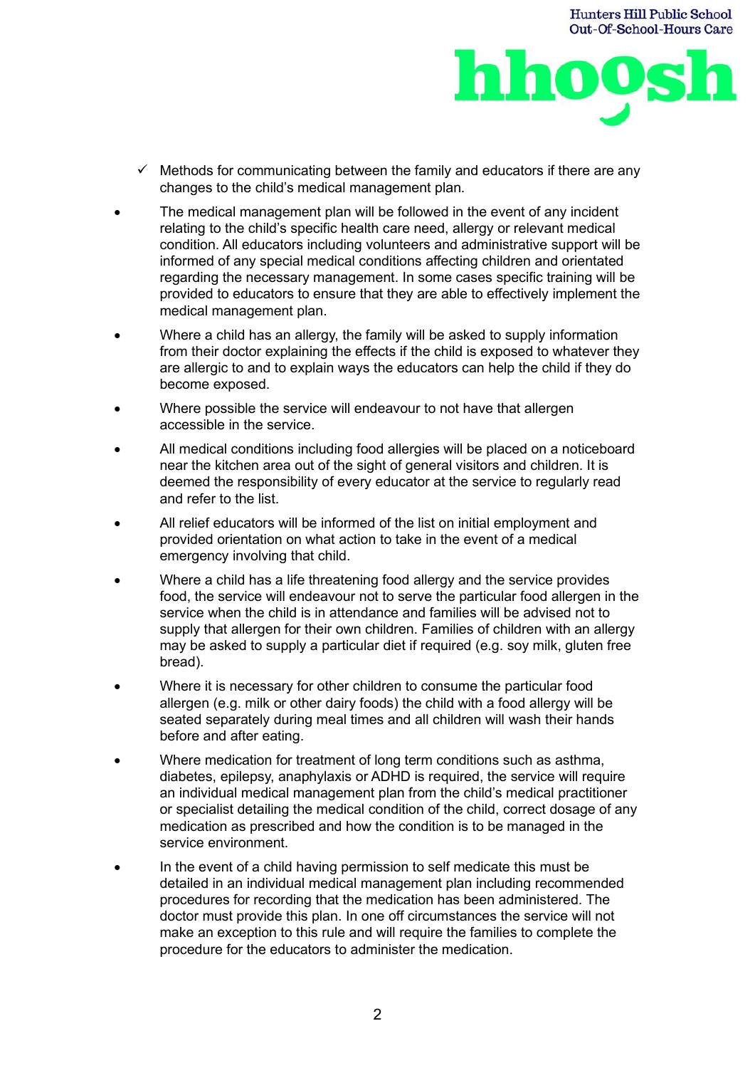- ✓ Methods for communicating between the family and educators if there are any changes to the child's medical management plan.

- The medical management plan will be followed in the event of any incident relating to the child's specific health care need, allergy or relevant medical condition. All educators including volunteers and administrative support will be informed of any special medical conditions affecting children and orientated regarding the necessary management. In some cases specific training will be provided to educators to ensure that they are able to effectively implement the medical management plan.
- Where a child has an allergy, the family will be asked to supply information from their doctor explaining the effects if the child is exposed to whatever they are allergic to and to explain ways the educators can help the child if they do become exposed.
- Where possible the service will endeavour to not have that allergen accessible in the service.
- All medical conditions including food allergies will be placed on a noticeboard near the kitchen area out of the sight of general visitors and children. It is deemed the responsibility of every educator at the service to regularly read and refer to the list.
- All relief educators will be informed of the list on initial employment and provided orientation on what action to take in the event of a medical emergency involving that child.
- Where a child has a life threatening food allergy and the service provides food, the service will endeavour not to serve the particular food allergen in the service when the child is in attendance and families will be advised not to supply that allergen for their own children. Families of children with an allergy may be asked to supply a particular diet if required (e.g. soy milk, gluten free bread).
- Where it is necessary for other children to consume the particular food allergen (e.g. milk or other dairy foods) the child with a food allergy will be seated separately during meal times and all children will wash their hands before and after eating.
- Where medication for treatment of long term conditions such as asthma, diabetes, epilepsy, anaphylaxis or ADHD is required, the service will require an individual medical management plan from the child's medical practitioner or specialist detailing the medical condition of the child, correct dosage of any medication as prescribed and how the condition is to be managed in the service environment.
- In the event of a child having permission to self medicate this must be detailed in an individual medical management plan including recommended procedures for recording that the medication has been administered. The doctor must provide this plan. In one off circumstances the service will not make an exception to this rule and will require the families to complete the procedure for the educators to administer the medication.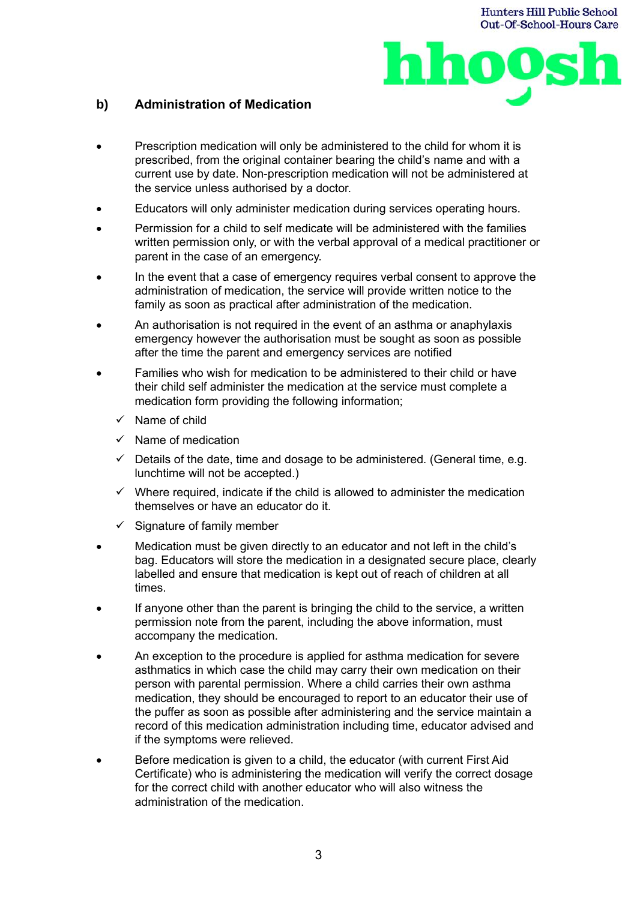## b) Administration of Medication

- Prescription medication will only be administered to the child for whom it is prescribed, from the original container bearing the child's name and with a current use by date. Non-prescription medication will not be administered at the service unless authorised by a doctor.
- Educators will only administer medication during services operating hours.
- Permission for a child to self medicate will be administered with the families written permission only, or with the verbal approval of a medical practitioner or parent in the case of an emergency.
- In the event that a case of emergency requires verbal consent to approve the administration of medication, the service will provide written notice to the family as soon as practical after administration of the medication.
- An authorisation is not required in the event of an asthma or anaphylaxis emergency however the authorisation must be sought as soon as possible after the time the parent and emergency services are notified
- Families who wish for medication to be administered to their child or have their child self administer the medication at the service must complete a medication form providing the following information;
  - ✓ Name of child
  - ✓ Name of medication
  - ✓ Details of the date, time and dosage to be administered. (General time, e.g. lunchtime will not be accepted.)
  - ✓ Where required, indicate if the child is allowed to administer the medication themselves or have an educator do it.
  - ✓ Signature of family member
- Medication must be given directly to an educator and not left in the child's bag. Educators will store the medication in a designated secure place, clearly labelled and ensure that medication is kept out of reach of children at all times.
- If anyone other than the parent is bringing the child to the service, a written permission note from the parent, including the above information, must accompany the medication.
- An exception to the procedure is applied for asthma medication for severe asthmatics in which case the child may carry their own medication on their person with parental permission. Where a child carries their own asthma medication, they should be encouraged to report to an educator their use of the puffer as soon as possible after administering and the service maintain a record of this medication administration including time, educator advised and if the symptoms were relieved.
- Before medication is given to a child, the educator (with current First Aid Certificate) who is administering the medication will verify the correct dosage for the correct child with another educator who will also witness the administration of the medication.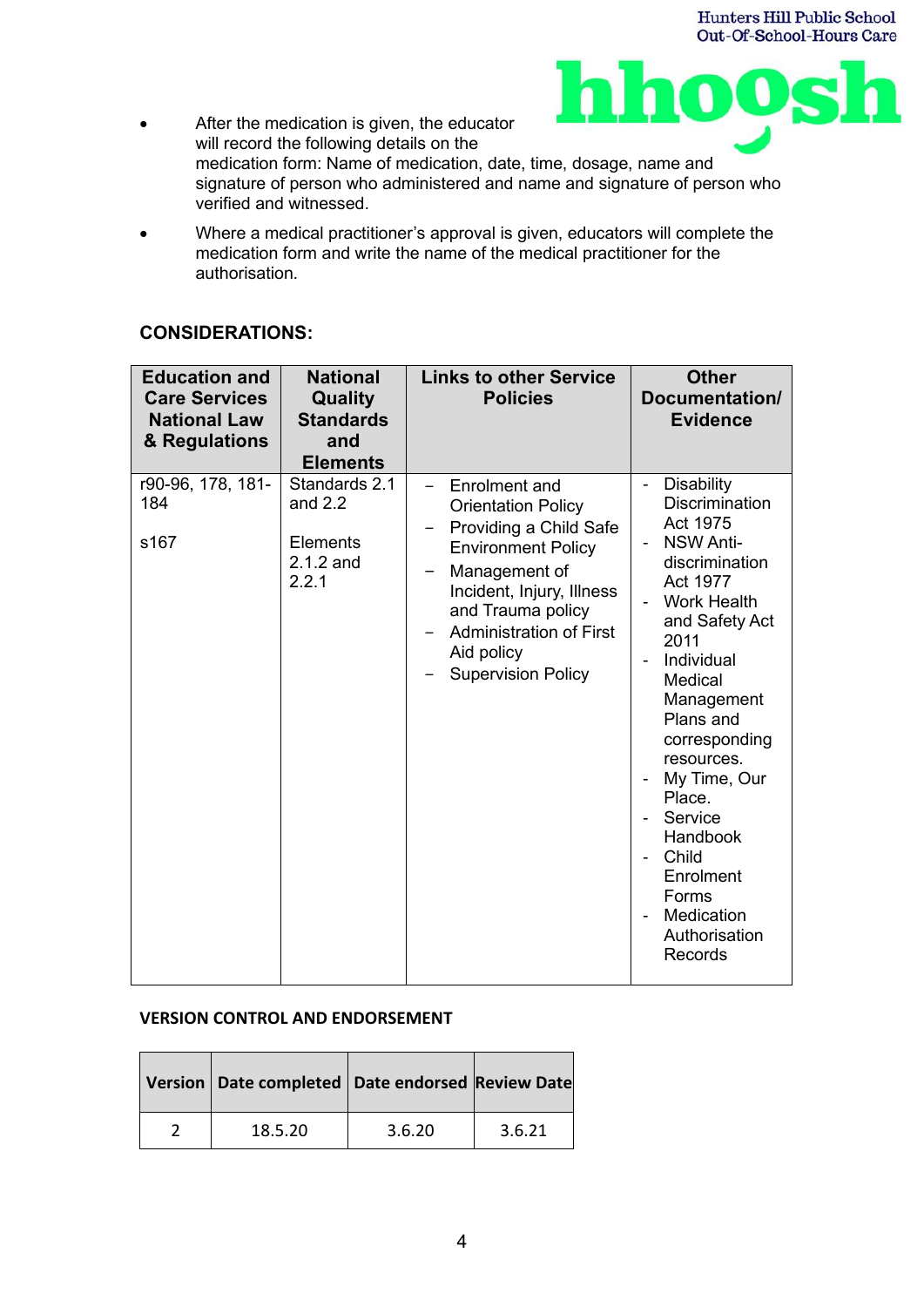- After the medication is given, the educator will record the following details on the medication form: Name of medication, date, time, dosage, name and signature of person who administered and name and signature of person who verified and witnessed.
- Where a medical practitioner's approval is given, educators will complete the medication form and write the name of the medical practitioner for the authorisation.

**CONSIDERATIONS:**

| Education and Care Services National Law & Regulations | National Quality Standards and Elements | Links to other Service Policies | Other Documentation/ Evidence |
|---|---|---|---|
| r90-96, 178, 181-184<br><br>s167 | Standards 2.1 and 2.2<br><br>Elements 2.1.2 and 2.2.1 | – Enrolment and Orientation Policy<br>– Providing a Child Safe Environment Policy<br>– Management of Incident, Injury, Illness and Trauma policy<br>– Administration of First Aid policy<br>– Supervision Policy | - Disability Discrimination Act 1975<br>- NSW Anti-discrimination Act 1977<br>- Work Health and Safety Act 2011<br>- Individual Medical Management Plans and corresponding resources.<br>- My Time, Our Place.<br>- Service Handbook<br>- Child Enrolment Forms<br>- Medication Authorisation Records |

**VERSION CONTROL AND ENDORSEMENT**

| Version | Date completed | Date endorsed | Review Date |
|---|---|---|---|
| 2 | 18.5.20 | 3.6.20 | 3.6.21 |